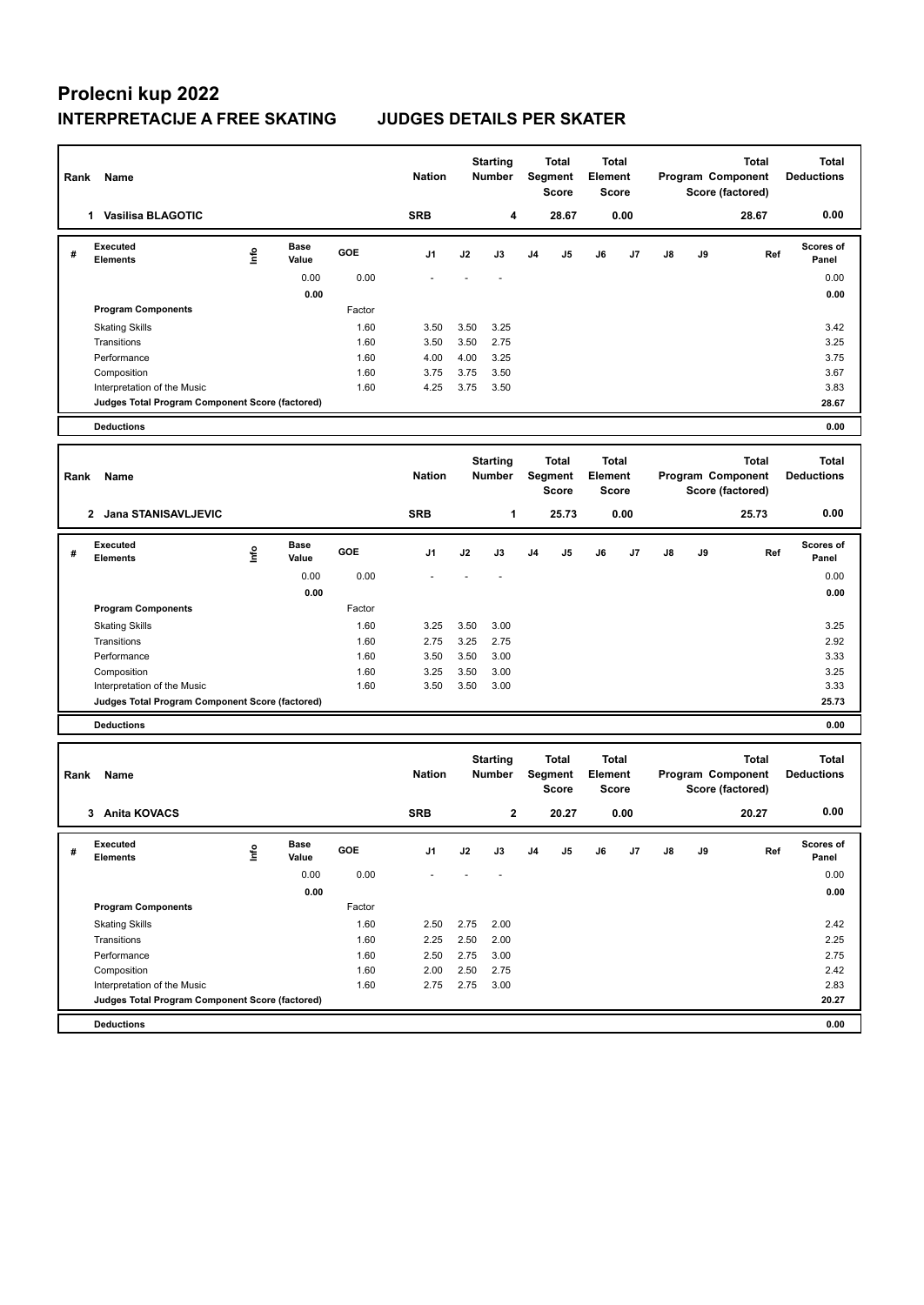# Prolecni kup 2022

## INTERPRETACIJE A FREE SKATING JUDGES DETAILS PER SKATER

| Rank | Name | Nation | Starting Number | Total Segment Score | Total Element Score | Total Program Component Score (factored) | Total Deductions |
|---|---|---|---|---|---|---|---|
| 1 | Vasilisa BLAGOTIC | SRB | 4 | 28.67 | 0.00 | 28.67 | 0.00 |

| # | Executed Elements | Info | Base Value | GOE | J1 | J2 | J3 | J4 | J5 | J6 | J7 | J8 | J9 | Ref | Scores of Panel |
|---|---|---|---|---|---|---|---|---|---|---|---|---|---|---|---|
| | | | 0.00 | 0.00 | - | - | - | | | | | | | | 0.00 |
| | | | 0.00 | | | | | | | | | | | | 0.00 |
| | **Program Components** | | | Factor | | | | | | | | | | | |
| | Skating Skills | | | 1.60 | 3.50 | 3.50 | 3.25 | | | | | | | | 3.42 |
| | Transitions | | | 1.60 | 3.50 | 3.50 | 2.75 | | | | | | | | 3.25 |
| | Performance | | | 1.60 | 4.00 | 4.00 | 3.25 | | | | | | | | 3.75 |
| | Composition | | | 1.60 | 3.75 | 3.75 | 3.50 | | | | | | | | 3.67 |
| | Interpretation of the Music | | | 1.60 | 4.25 | 3.75 | 3.50 | | | | | | | | 3.83 |
| | **Judges Total Program Component Score (factored)** | | | | | | | | | | | | | | **28.67** |
| | **Deductions** | | | | | | | | | | | | | | **0.00** |

| Rank | Name | Nation | Starting Number | Total Segment Score | Total Element Score | Total Program Component Score (factored) | Total Deductions |
|---|---|---|---|---|---|---|---|
| 2 | Jana STANISAVLJEVIC | SRB | 1 | 25.73 | 0.00 | 25.73 | 0.00 |

| # | Executed Elements | Info | Base Value | GOE | J1 | J2 | J3 | J4 | J5 | J6 | J7 | J8 | J9 | Ref | Scores of Panel |
|---|---|---|---|---|---|---|---|---|---|---|---|---|---|---|---|
| | | | 0.00 | 0.00 | - | - | - | | | | | | | | 0.00 |
| | | | 0.00 | | | | | | | | | | | | 0.00 |
| | **Program Components** | | | Factor | | | | | | | | | | | |
| | Skating Skills | | | 1.60 | 3.25 | 3.50 | 3.00 | | | | | | | | 3.25 |
| | Transitions | | | 1.60 | 2.75 | 3.25 | 2.75 | | | | | | | | 2.92 |
| | Performance | | | 1.60 | 3.50 | 3.50 | 3.00 | | | | | | | | 3.33 |
| | Composition | | | 1.60 | 3.25 | 3.50 | 3.00 | | | | | | | | 3.25 |
| | Interpretation of the Music | | | 1.60 | 3.50 | 3.50 | 3.00 | | | | | | | | 3.33 |
| | **Judges Total Program Component Score (factored)** | | | | | | | | | | | | | | **25.73** |
| | **Deductions** | | | | | | | | | | | | | | **0.00** |

| Rank | Name | Nation | Starting Number | Total Segment Score | Total Element Score | Total Program Component Score (factored) | Total Deductions |
|---|---|---|---|---|---|---|---|
| 3 | Anita KOVACS | SRB | 2 | 20.27 | 0.00 | 20.27 | 0.00 |

| # | Executed Elements | Info | Base Value | GOE | J1 | J2 | J3 | J4 | J5 | J6 | J7 | J8 | J9 | Ref | Scores of Panel |
|---|---|---|---|---|---|---|---|---|---|---|---|---|---|---|---|
| | | | 0.00 | 0.00 | - | - | - | | | | | | | | 0.00 |
| | | | 0.00 | | | | | | | | | | | | 0.00 |
| | **Program Components** | | | Factor | | | | | | | | | | | |
| | Skating Skills | | | 1.60 | 2.50 | 2.75 | 2.00 | | | | | | | | 2.42 |
| | Transitions | | | 1.60 | 2.25 | 2.50 | 2.00 | | | | | | | | 2.25 |
| | Performance | | | 1.60 | 2.50 | 2.75 | 3.00 | | | | | | | | 2.75 |
| | Composition | | | 1.60 | 2.00 | 2.50 | 2.75 | | | | | | | | 2.42 |
| | Interpretation of the Music | | | 1.60 | 2.75 | 2.75 | 3.00 | | | | | | | | 2.83 |
| | **Judges Total Program Component Score (factored)** | | | | | | | | | | | | | | **20.27** |
| | **Deductions** | | | | | | | | | | | | | | **0.00** |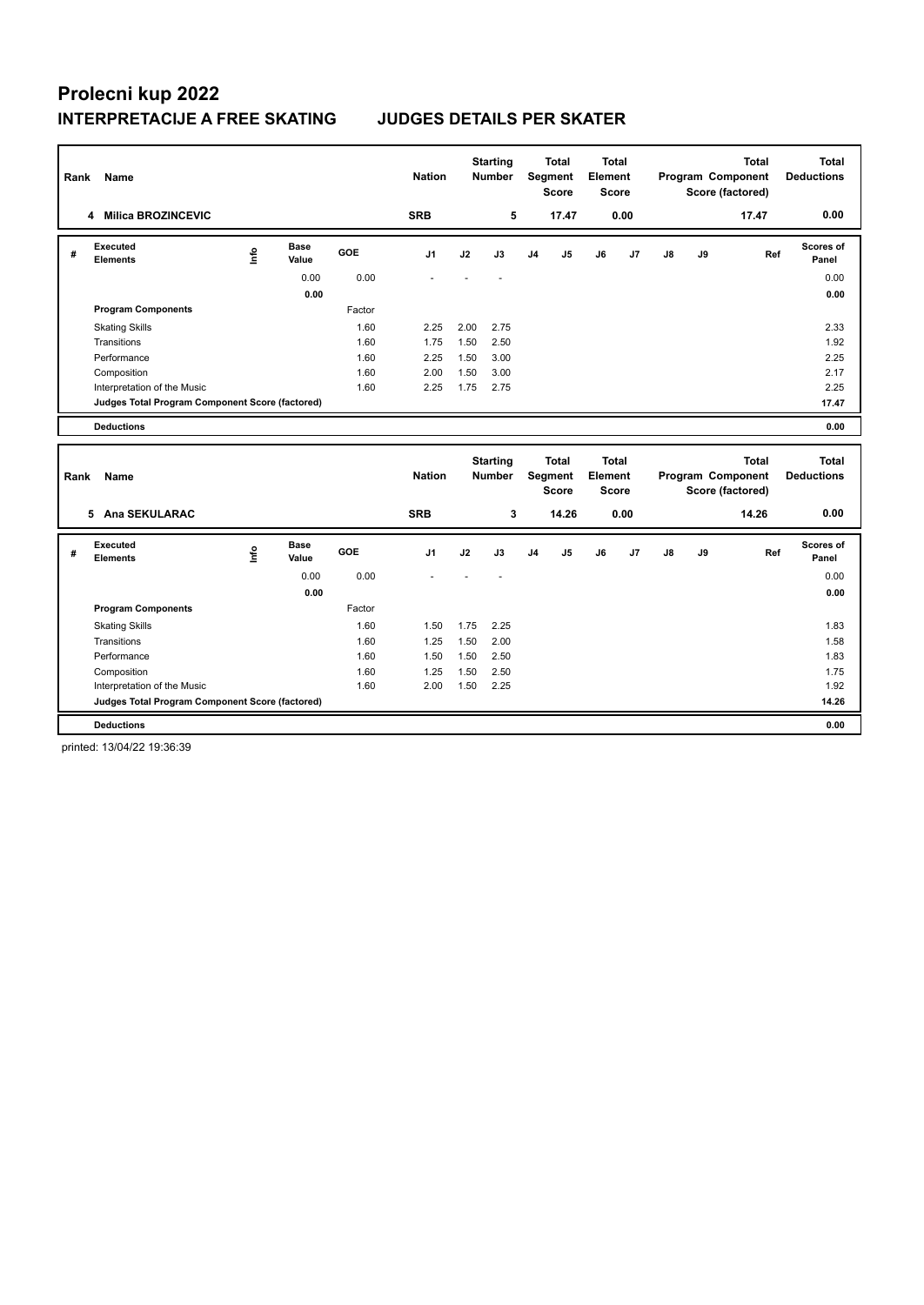# Prolecni kup 2022

## INTERPRETACIJE A FREE SKATING JUDGES DETAILS PER SKATER

| Rank | Name | Nation | Starting Number | Total Segment Score | Total Element Score | Total Program Component Score (factored) | Total Deductions |
|---|---|---|---|---|---|---|---|
| 4 | Milica BROZINCEVIC | SRB | 5 | 17.47 | 0.00 | 17.47 | 0.00 |

| # | Executed Elements | Info | Base Value | GOE | J1 | J2 | J3 | J4 | J5 | J6 | J7 | J8 | J9 | Ref | Scores of Panel |
|---|---|---|---|---|---|---|---|---|---|---|---|---|---|---|---|
| | | | 0.00 | 0.00 | - | - | - | | | | | | | | 0.00 |
| | | | 0.00 | | | | | | | | | | | | 0.00 |
| | **Program Components** | | | Factor | | | | | | | | | | | |
| | Skating Skills | | | 1.60 | 2.25 | 2.00 | 2.75 | | | | | | | | 2.33 |
| | Transitions | | | 1.60 | 1.75 | 1.50 | 2.50 | | | | | | | | 1.92 |
| | Performance | | | 1.60 | 2.25 | 1.50 | 3.00 | | | | | | | | 2.25 |
| | Composition | | | 1.60 | 2.00 | 1.50 | 3.00 | | | | | | | | 2.17 |
| | Interpretation of the Music | | | 1.60 | 2.25 | 1.75 | 2.75 | | | | | | | | 2.25 |
| | **Judges Total Program Component Score (factored)** | | | | | | | | | | | | | | 17.47 |
| | **Deductions** | | | | | | | | | | | | | | 0.00 |

| Rank | Name | Nation | Starting Number | Total Segment Score | Total Element Score | Total Program Component Score (factored) | Total Deductions |
|---|---|---|---|---|---|---|---|
| 5 | Ana SEKULARAC | SRB | 3 | 14.26 | 0.00 | 14.26 | 0.00 |

| # | Executed Elements | Info | Base Value | GOE | J1 | J2 | J3 | J4 | J5 | J6 | J7 | J8 | J9 | Ref | Scores of Panel |
|---|---|---|---|---|---|---|---|---|---|---|---|---|---|---|---|
| | | | 0.00 | 0.00 | - | - | - | | | | | | | | 0.00 |
| | | | 0.00 | | | | | | | | | | | | 0.00 |
| | **Program Components** | | | Factor | | | | | | | | | | | |
| | Skating Skills | | | 1.60 | 1.50 | 1.75 | 2.25 | | | | | | | | 1.83 |
| | Transitions | | | 1.60 | 1.25 | 1.50 | 2.00 | | | | | | | | 1.58 |
| | Performance | | | 1.60 | 1.50 | 1.50 | 2.50 | | | | | | | | 1.83 |
| | Composition | | | 1.60 | 1.25 | 1.50 | 2.50 | | | | | | | | 1.75 |
| | Interpretation of the Music | | | 1.60 | 2.00 | 1.50 | 2.25 | | | | | | | | 1.92 |
| | **Judges Total Program Component Score (factored)** | | | | | | | | | | | | | | 14.26 |
| | **Deductions** | | | | | | | | | | | | | | 0.00 |

printed: 13/04/22 19:36:39